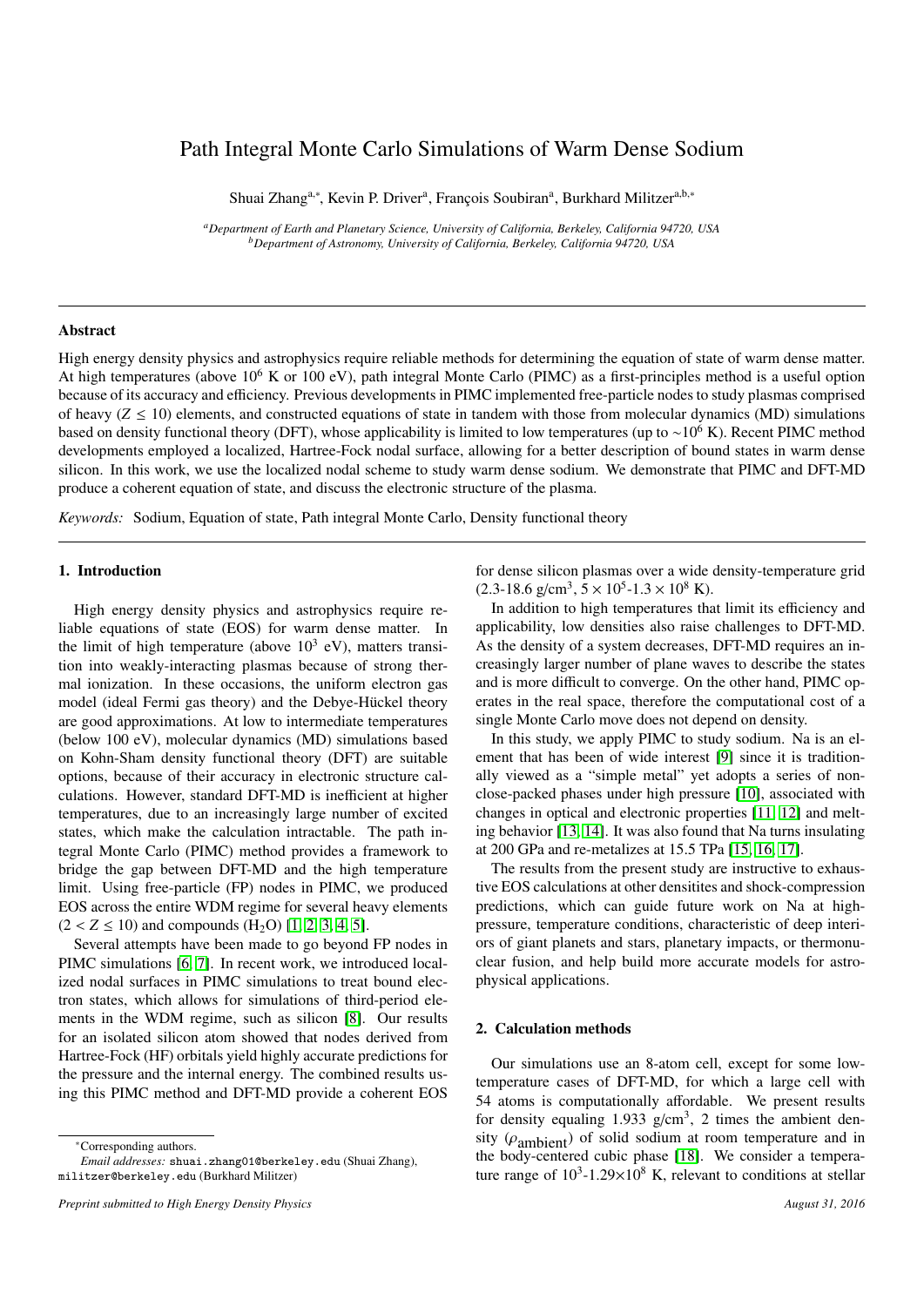# Path Integral Monte Carlo Simulations of Warm Dense Sodium

Shuai Zhang[a,*], Kevin P. Driver[a], François Soubiran[a], Burkhard Militzer[a,b,*]

[a]*Department of Earth and Planetary Science, University of California, Berkeley, California 94720, USA*
[b]*Department of Astronomy, University of California, Berkeley, California 94720, USA*

---

## Abstract

High energy density physics and astrophysics require reliable methods for determining the equation of state of warm dense matter. At high temperatures (above $10^6$ K or 100 eV), path integral Monte Carlo (PIMC) as a first-principles method is a useful option because of its accuracy and efficiency. Previous developments in PIMC implemented free-particle nodes to study plasmas comprised of heavy ($Z \leq 10$) elements, and constructed equations of state in tandem with those from molecular dynamics (MD) simulations based on density functional theory (DFT), whose applicability is limited to low temperatures (up to $\sim 10^6$ K). Recent PIMC method developments employed a localized, Hartree-Fock nodal surface, allowing for a better description of bound states in warm dense silicon. In this work, we use the localized nodal scheme to study warm dense sodium. We demonstrate that PIMC and DFT-MD produce a coherent equation of state, and discuss the electronic structure of the plasma.

*Keywords:* Sodium, Equation of state, Path integral Monte Carlo, Density functional theory

---

## 1. Introduction

High energy density physics and astrophysics require reliable equations of state (EOS) for warm dense matter. In the limit of high temperature (above $10^3$ eV), matters transition into weakly-interacting plasmas because of strong thermal ionization. In these occasions, the uniform electron gas model (ideal Fermi gas theory) and the Debye-Hückel theory are good approximations. At low to intermediate temperatures (below 100 eV), molecular dynamics (MD) simulations based on Kohn-Sham density functional theory (DFT) are suitable options, because of their accuracy in electronic structure calculations. However, standard DFT-MD is inefficient at higher temperatures, due to an increasingly large number of excited states, which make the calculation intractable. The path integral Monte Carlo (PIMC) method provides a framework to bridge the gap between DFT-MD and the high temperature limit. Using free-particle (FP) nodes in PIMC, we produced EOS across the entire WDM regime for several heavy elements ($2 < Z \leq 10$) and compounds ($H_2O$) [1, 2, 3, 4, 5].

Several attempts have been made to go beyond FP nodes in PIMC simulations [6, 7]. In recent work, we introduced localized nodal surfaces in PIMC simulations to treat bound electron states, which allows for simulations of third-period elements in the WDM regime, such as silicon [8]. Our results for an isolated silicon atom showed that nodes derived from Hartree-Fock (HF) orbitals yield highly accurate predictions for the pressure and the internal energy. The combined results using this PIMC method and DFT-MD provide a coherent EOS for dense silicon plasmas over a wide density-temperature grid (2.3-18.6 g/cm$^3$, $5\times10^5$-$1.3\times10^8$ K).

In addition to high temperatures that limit its efficiency and applicability, low densities also raise challenges to DFT-MD. As the density of a system decreases, DFT-MD requires an increasingly larger number of plane waves to describe the states and is more difficult to converge. On the other hand, PIMC operates in the real space, therefore the computational cost of a single Monte Carlo move does not depend on density.

In this study, we apply PIMC to study sodium. Na is an element that has been of wide interest [9] since it is traditionally viewed as a "simple metal" yet adopts a series of non-close-packed phases under high pressure [10], associated with changes in optical and electronic properties [11, 12] and melting behavior [13, 14]. It was also found that Na turns insulating at 200 GPa and re-metalizes at 15.5 TPa [15, 16, 17].

The results from the present study are instructive to exhaustive EOS calculations at other densitites and shock-compression predictions, which can guide future work on Na at high-pressure, temperature conditions, characteristic of deep interiors of giant planets and stars, planetary impacts, or thermonuclear fusion, and help build more accurate models for astrophysical applications.

## 2. Calculation methods

Our simulations use an 8-atom cell, except for some low-temperature cases of DFT-MD, for which a large cell with 54 atoms is computationally affordable. We present results for density equaling 1.933 g/cm$^3$, 2 times the ambient density ($\rho_{\text{ambient}}$) of solid sodium at room temperature and in the body-centered cubic phase [18]. We consider a temperature range of $10^3$-$1.29\times10^8$ K, relevant to conditions at stellar

---

*Corresponding authors.
*Email addresses:* shuai.zhang01@berkeley.edu (Shuai Zhang), militzer@berkeley.edu (Burkhard Militzer)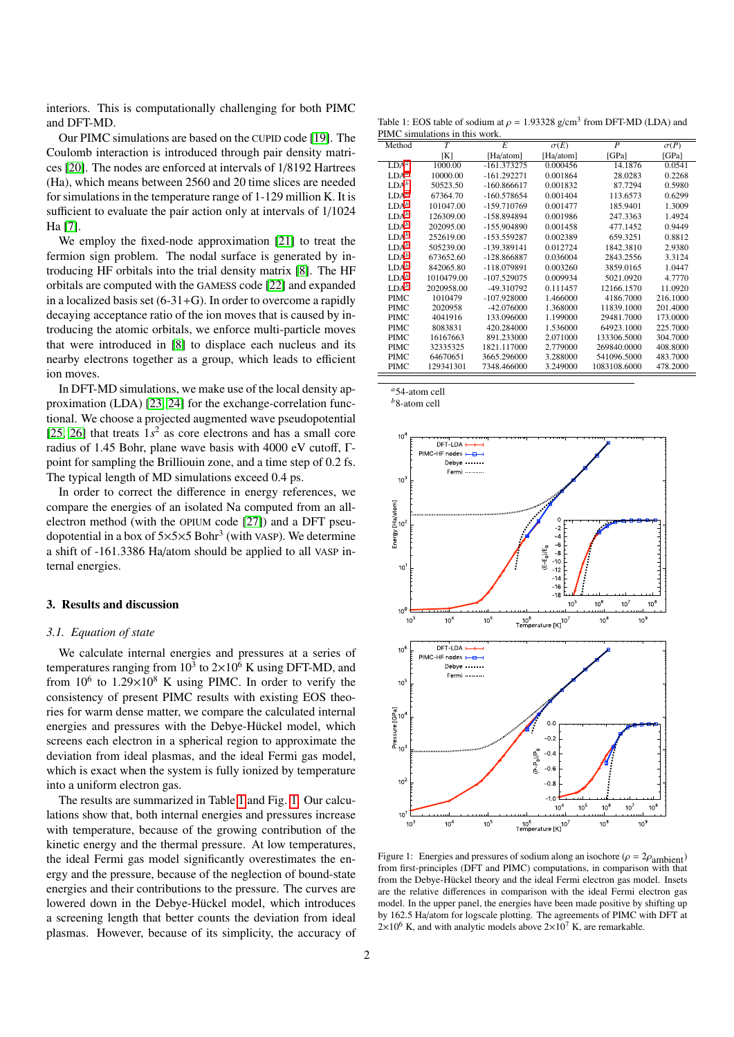interiors. This is computationally challenging for both PIMC and DFT-MD.

Our PIMC simulations are based on the CUPID code [19]. The Coulomb interaction is introduced through pair density matrices [20]. The nodes are enforced at intervals of 1/8192 Hartrees (Ha), which means between 2560 and 20 time slices are needed for simulations in the temperature range of 1-129 million K. It is sufficient to evaluate the pair action only at intervals of 1/1024 Ha [7].

We employ the fixed-node approximation [21] to treat the fermion sign problem. The nodal surface is generated by introducing HF orbitals into the trial density matrix [8]. The HF orbitals are computed with the GAMESS code [22] and expanded in a localized basis set (6-31+G). In order to overcome a rapidly decaying acceptance ratio of the ion moves that is caused by introducing the atomic orbitals, we enforce multi-particle moves that were introduced in [8] to displace each nucleus and its nearby electrons together as a group, which leads to efficient ion moves.

In DFT-MD simulations, we make use of the local density approximation (LDA) [23, 24] for the exchange-correlation functional. We choose a projected augmented wave pseudopotential [25, 26] that treats $1s^2$ as core electrons and has a small core radius of 1.45 Bohr, plane wave basis with 4000 eV cutoff, Γ-point for sampling the Brillouin zone, and a time step of 0.2 fs. The typical length of MD simulations exceed 0.4 ps.

In order to correct the difference in energy references, we compare the energies of an isolated Na computed from an all-electron method (with the OPIUM code [27]) and a DFT pseudopotential in a box of 5×5×5 Bohr$^3$ (with VASP). We determine a shift of -161.3386 Ha/atom should be applied to all VASP internal energies.

## 3. Results and discussion

### 3.1. Equation of state

We calculate internal energies and pressures at a series of temperatures ranging from $10^3$ to $2\times10^6$ K using DFT-MD, and from $10^6$ to $1.29\times10^8$ K using PIMC. In order to verify the consistency of present PIMC results with existing EOS theories for warm dense matter, we compare the calculated internal energies and pressures with the Debye-Hückel model, which screens each electron in a spherical region to approximate the deviation from ideal plasmas, and the ideal Fermi gas model, which is exact when the system is fully ionized by temperature into a uniform electron gas.

The results are summarized in Table 1 and Fig. 1. Our calculations show that, both internal energies and pressures increase with temperature, because of the growing contribution of the kinetic energy and the thermal pressure. At low temperatures, the ideal Fermi gas model significantly overestimates the energy and the pressure, because of the neglection of bound-state energies and their contributions to the pressure. The curves are lowered down in the Debye-Hückel model, which introduces a screening length that better counts the deviation from ideal plasmas. However, because of its simplicity, the accuracy of

Table 1: EOS table of sodium at $\rho$ = 1.93328 g/cm$^3$ from DFT-MD (LDA) and PIMC simulations in this work.

| Method | $T$ [K] | $E$ [Ha/atom] | $\sigma(E)$ [Ha/atom] | $P$ [GPa] | $\sigma(P)$ [GPa] |
|---|---|---|---|---|---|
| LDA[a] | 1000.00 | -161.373275 | 0.000456 | 14.1876 | 0.0541 |
| LDA[a] | 10000.00 | -161.292271 | 0.001864 | 28.0283 | 0.2268 |
| LDA[a] | 50523.50 | -160.866617 | 0.001832 | 87.7294 | 0.5980 |
| LDA[b] | 67364.70 | -160.578654 | 0.001404 | 113.6573 | 0.6299 |
| LDA[b] | 101047.00 | -159.710769 | 0.001477 | 185.9401 | 1.3009 |
| LDA[b] | 126309.00 | -158.894894 | 0.001986 | 247.3363 | 1.4924 |
| LDA[b] | 202095.00 | -155.904890 | 0.001458 | 477.1452 | 0.9449 |
| LDA[b] | 252619.00 | -153.559287 | 0.002389 | 659.3251 | 0.8812 |
| LDA[b] | 505239.00 | -139.389141 | 0.012724 | 1842.3810 | 2.9380 |
| LDA[b] | 673652.60 | -128.866887 | 0.036004 | 2843.2556 | 3.3124 |
| LDA[b] | 842065.80 | -118.079891 | 0.003260 | 3859.0165 | 1.0447 |
| LDA[b] | 1010479.00 | -107.529075 | 0.009934 | 5021.0920 | 4.7770 |
| LDA[b] | 2020958.00 | -49.310792 | 0.111457 | 12166.1570 | 11.0920 |
| PIMC | 1010479 | -107.928000 | 1.466000 | 4186.7000 | 216.1000 |
| PIMC | 2020958 | -42.076000 | 1.368000 | 11839.1000 | 201.4000 |
| PIMC | 4041916 | 133.096000 | 1.199000 | 29481.7000 | 173.0000 |
| PIMC | 8083831 | 420.284000 | 1.536000 | 64923.1000 | 225.7000 |
| PIMC | 16167663 | 891.233000 | 2.071000 | 133306.5000 | 304.7000 |
| PIMC | 32335325 | 1821.117000 | 2.779000 | 269840.0000 | 408.8000 |
| PIMC | 64670651 | 3665.296000 | 3.288000 | 541096.5000 | 483.7000 |
| PIMC | 129341301 | 7348.466000 | 3.249000 | 1083108.6000 | 478.2000 |

[a]54-atom cell
[b]8-atom cell

Figure 1: Energies and pressures of sodium along an isochore ($\rho = 2\rho_{\rm ambient}$) from first-principles (DFT and PIMC) computations, in comparison with that from the Debye-Hückel theory and the ideal Fermi electron gas model. Insets are the relative differences in comparison with the ideal Fermi electron gas model. In the upper panel, the energies have been made positive by shifting up by 162.5 Ha/atom for logscale plotting. The agreements of PIMC with DFT at $2\times10^6$ K, and with analytic models above $2\times10^7$ K, are remarkable.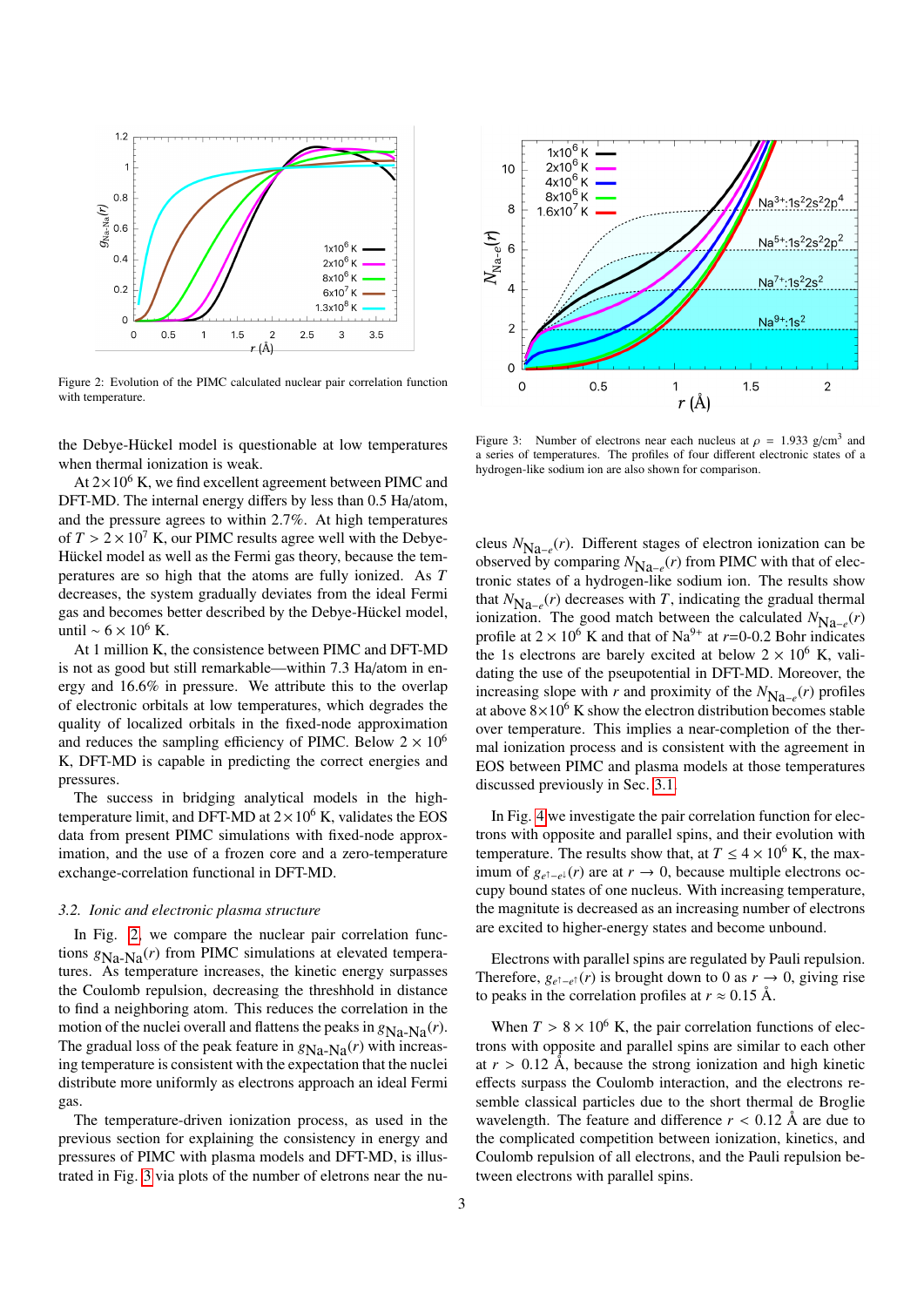Figure 2: Evolution of the PIMC calculated nuclear pair correlation function with temperature.

Figure 3: Number of electrons near each nucleus at $\rho$ = 1.933 g/cm$^3$ and a series of temperatures. The profiles of four different electronic states of a hydrogen-like sodium ion are also shown for comparison.

the Debye-Hückel model is questionable at low temperatures when thermal ionization is weak.

At $2\times10^6$ K, we find excellent agreement between PIMC and DFT-MD. The internal energy differs by less than 0.5 Ha/atom, and the pressure agrees to within 2.7%. At high temperatures of $T > 2\times10^7$ K, our PIMC results agree well with the Debye-Hückel model as well as the Fermi gas theory, because the temperatures are so high that the atoms are fully ionized. As $T$ decreases, the system gradually deviates from the ideal Fermi gas and becomes better described by the Debye-Hückel model, until $\sim 6\times10^6$ K.

At 1 million K, the consistence between PIMC and DFT-MD is not as good but still remarkable—within 7.3 Ha/atom in energy and 16.6% in pressure. We attribute this to the overlap of electronic orbitals at low temperatures, which degrades the quality of localized orbitals in the fixed-node approximation and reduces the sampling efficiency of PIMC. Below $2\times10^6$ K, DFT-MD is capable in predicting the correct energies and pressures.

The success in bridging analytical models in the high-temperature limit, and DFT-MD at $2\times10^6$ K, validates the EOS data from present PIMC simulations with fixed-node approximation, and the use of a frozen core and a zero-temperature exchange-correlation functional in DFT-MD.

### 3.2. Ionic and electronic plasma structure

In Fig. 2, we compare the nuclear pair correlation functions $g_{\text{Na-Na}}(r)$ from PIMC simulations at elevated temperatures. As temperature increases, the kinetic energy surpasses the Coulomb repulsion, decreasing the threshhold in distance to find a neighboring atom. This reduces the correlation in the motion of the nuclei overall and flattens the peaks in $g_{\text{Na-Na}}(r)$. The gradual loss of the peak feature in $g_{\text{Na-Na}}(r)$ with increasing temperature is consistent with the expectation that the nuclei distribute more uniformly as electrons approach an ideal Fermi gas.

The temperature-driven ionization process, as used in the previous section for explaining the consistency in energy and pressures of PIMC with plasma models and DFT-MD, is illustrated in Fig. 3 via plots of the number of eletrons near the nucleus $N_{\text{Na}-e}(r)$. Different stages of electron ionization can be observed by comparing $N_{\text{Na}-e}(r)$ from PIMC with that of electronic states of a hydrogen-like sodium ion. The results show that $N_{\text{Na}-e}(r)$ decreases with $T$, indicating the gradual thermal ionization. The good match between the calculated $N_{\text{Na}-e}(r)$ profile at $2\times10^6$ K and that of $\text{Na}^{9+}$ at $r$=0-0.2 Bohr indicates the 1s electrons are barely excited at below $2\times10^6$ K, validating the use of the pseupotential in DFT-MD. Moreover, the increasing slope with $r$ and proximity of the $N_{\text{Na}-e}(r)$ profiles at above $8\times10^6$ K show the electron distribution becomes stable over temperature. This implies a near-completion of the thermal ionization process and is consistent with the agreement in EOS between PIMC and plasma models at those temperatures discussed previously in Sec. 3.1.

In Fig. 4 we investigate the pair correlation function for electrons with opposite and parallel spins, and their evolution with temperature. The results show that, at $T \le 4\times10^6$ K, the maximum of $g_{e^\uparrow-e^\downarrow}(r)$ are at $r \to 0$, because multiple electrons occupy bound states of one nucleus. With increasing temperature, the magnitude is decreased as an increasing number of electrons are excited to higher-energy states and become unbound.

Electrons with parallel spins are regulated by Pauli repulsion. Therefore, $g_{e^\uparrow-e^\uparrow}(r)$ is brought down to 0 as $r \to 0$, giving rise to peaks in the correlation profiles at $r \approx 0.15$ Å.

When $T > 8\times10^6$ K, the pair correlation functions of electrons with opposite and parallel spins are similar to each other at $r > 0.12$ Å, because the strong ionization and high kinetic effects surpass the Coulomb interaction, and the electrons resemble classical particles due to the short thermal de Broglie wavelength. The feature and difference $r < 0.12$ Å are due to the complicated competition between ionization, kinetics, and Coulomb repulsion of all electrons, and the Pauli repulsion between electrons with parallel spins.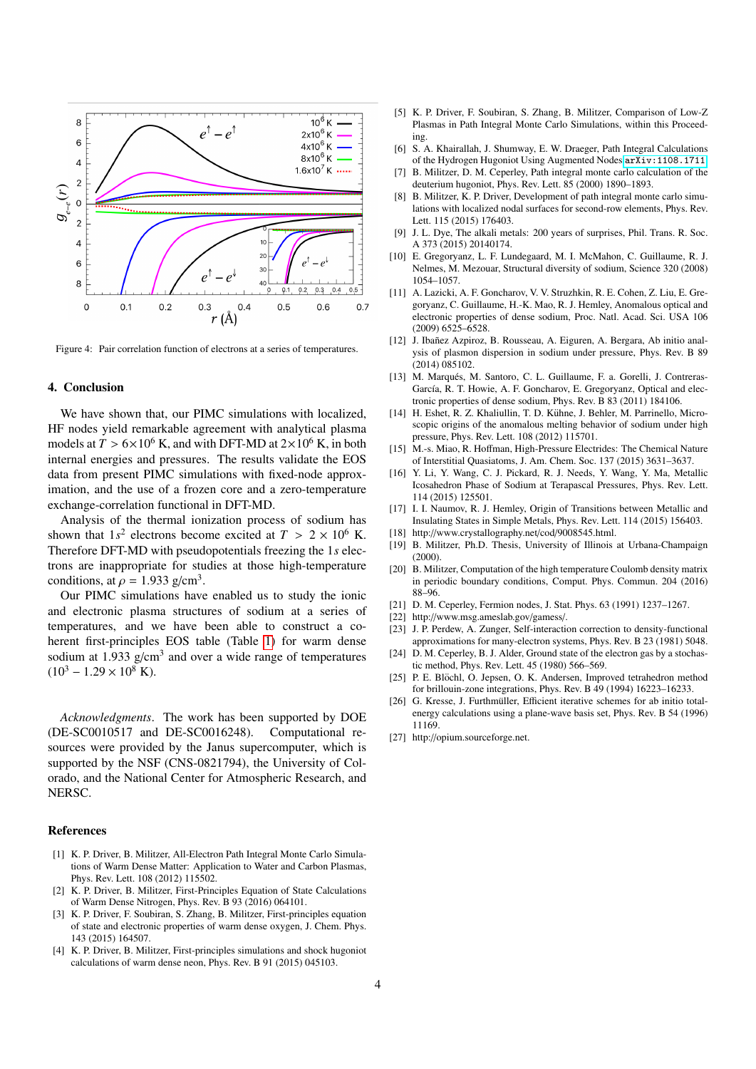$e^{\uparrow} - e^{\uparrow}$

$10^6$ K
2x$10^6$ K
4x$10^6$ K
8x$10^6$ K
1.6x$10^7$ K

$g_{e-e}(r)$

$e^{\uparrow} - e^{\downarrow}$

$r$ (Å)

Figure 4: Pair correlation function of electrons at a series of temperatures.

## 4. Conclusion

We have shown that, our PIMC simulations with localized, HF nodes yield remarkable agreement with analytical plasma models at $T > 6\times10^6$ K, and with DFT-MD at $2\times10^6$ K, in both internal energies and pressures. The results validate the EOS data from present PIMC simulations with fixed-node approximation, and the use of a frozen core and a zero-temperature exchange-correlation functional in DFT-MD.

Analysis of the thermal ionization process of sodium has shown that $1s^2$ electrons become excited at $T > 2 \times 10^6$ K. Therefore DFT-MD with pseudopotentials freezing the $1s$ electrons are inappropriate for studies at those high-temperature conditions, at $\rho = 1.933$ g/cm$^3$.

Our PIMC simulations have enabled us to study the ionic and electronic plasma structures of sodium at a series of temperatures, and we have been able to construct a coherent first-principles EOS table (Table 1) for warm dense sodium at 1.933 g/cm$^3$ and over a wide range of temperatures ($10^3 - 1.29 \times 10^8$ K).

*Acknowledgments*. The work has been supported by DOE (DE-SC0010517 and DE-SC0016248). Computational resources were provided by the Janus supercomputer, which is supported by the NSF (CNS-0821794), the University of Colorado, and the National Center for Atmospheric Research, and NERSC.

## References

[1] K. P. Driver, B. Militzer, All-Electron Path Integral Monte Carlo Simulations of Warm Dense Matter: Application to Water and Carbon Plasmas, Phys. Rev. Lett. 108 (2012) 115502.

[2] K. P. Driver, B. Militzer, First-Principles Equation of State Calculations of Warm Dense Nitrogen, Phys. Rev. B 93 (2016) 064101.

[3] K. P. Driver, F. Soubiran, S. Zhang, B. Militzer, First-principles equation of state and electronic properties of warm dense oxygen, J. Chem. Phys. 143 (2015) 164507.

[4] K. P. Driver, B. Militzer, First-principles simulations and shock hugoniot calculations of warm dense neon, Phys. Rev. B 91 (2015) 045103.

[5] K. P. Driver, F. Soubiran, S. Zhang, B. Militzer, Comparison of Low-Z Plasmas in Path Integral Monte Carlo Simulations, within this Proceeding.

[6] S. A. Khairallah, J. Shumway, E. W. Draeger, Path Integral Calculations of the Hydrogen Hugoniot Using Augmented Nodes arXiv:1108.1711.

[7] B. Militzer, D. M. Ceperley, Path integral monte carlo calculation of the deuterium hugoniot, Phys. Rev. Lett. 85 (2000) 1890–1893.

[8] B. Militzer, K. P. Driver, Development of path integral monte carlo simulations with localized nodal surfaces for second-row elements, Phys. Rev. Lett. 115 (2015) 176403.

[9] J. L. Dye, The alkali metals: 200 years of surprises, Phil. Trans. R. Soc. A 373 (2015) 20140174.

[10] E. Gregoryanz, L. F. Lundegaard, M. I. McMahon, C. Guillaume, R. J. Nelmes, M. Mezouar, Structural diversity of sodium, Science 320 (2008) 1054–1057.

[11] A. Lazicki, A. F. Goncharov, V. V. Struzhkin, R. E. Cohen, Z. Liu, E. Gregoryanz, C. Guillaume, H.-K. Mao, R. J. Hemley, Anomalous optical and electronic properties of dense sodium, Proc. Natl. Acad. Sci. USA 106 (2009) 6525–6528.

[12] J. Ibañez Azpiroz, B. Rousseau, A. Eiguren, A. Bergara, Ab initio analysis of plasmon dispersion in sodium under pressure, Phys. Rev. B 89 (2014) 085102.

[13] M. Marqués, M. Santoro, C. L. Guillaume, F. a. Gorelli, J. Contreras-García, R. T. Howie, A. F. Goncharov, E. Gregoryanz, Optical and electronic properties of dense sodium, Phys. Rev. B 83 (2011) 184106.

[14] H. Eshet, R. Z. Khaliullin, T. D. Kühne, J. Behler, M. Parrinello, Microscopic origins of the anomalous melting behavior of sodium under high pressure, Phys. Rev. Lett. 108 (2012) 115701.

[15] M.-s. Miao, R. Hoffman, High-Pressure Electrides: The Chemical Nature of Interstitial Quasiatoms, J. Am. Chem. Soc. 137 (2015) 3631–3637.

[16] Y. Li, Y. Wang, C. J. Pickard, R. J. Needs, Y. Wang, Y. Ma, Metallic Icosahedron Phase of Sodium at Terapascal Pressures, Phys. Rev. Lett. 114 (2015) 125501.

[17] I. I. Naumov, R. J. Hemley, Origin of Transitions between Metallic and Insulating States in Simple Metals, Phys. Rev. Lett. 114 (2015) 156403.

[18] http://www.crystallography.net/cod/9008545.html.

[19] B. Militzer, Ph.D. Thesis, University of Illinois at Urbana-Champaign (2000).

[20] B. Militzer, Computation of the high temperature Coulomb density matrix in periodic boundary conditions, Comput. Phys. Commun. 204 (2016) 88–96.

[21] D. M. Ceperley, Fermion nodes, J. Stat. Phys. 63 (1991) 1237–1267.

[22] http://www.msg.ameslab.gov/gamess/.

[23] J. P. Perdew, A. Zunger, Self-interaction correction to density-functional approximations for many-electron systems, Phys. Rev. B 23 (1981) 5048.

[24] D. M. Ceperley, B. J. Alder, Ground state of the electron gas by a stochastic method, Phys. Rev. Lett. 45 (1980) 566–569.

[25] P. E. Blöchl, O. Jepsen, O. K. Andersen, Improved tetrahedron method for brillouin-zone integrations, Phys. Rev. B 49 (1994) 16223–16233.

[26] G. Kresse, J. Furthmüller, Efficient iterative schemes for ab initio total-energy calculations using a plane-wave basis set, Phys. Rev. B 54 (1996) 11169.

[27] http://opium.sourceforge.net.